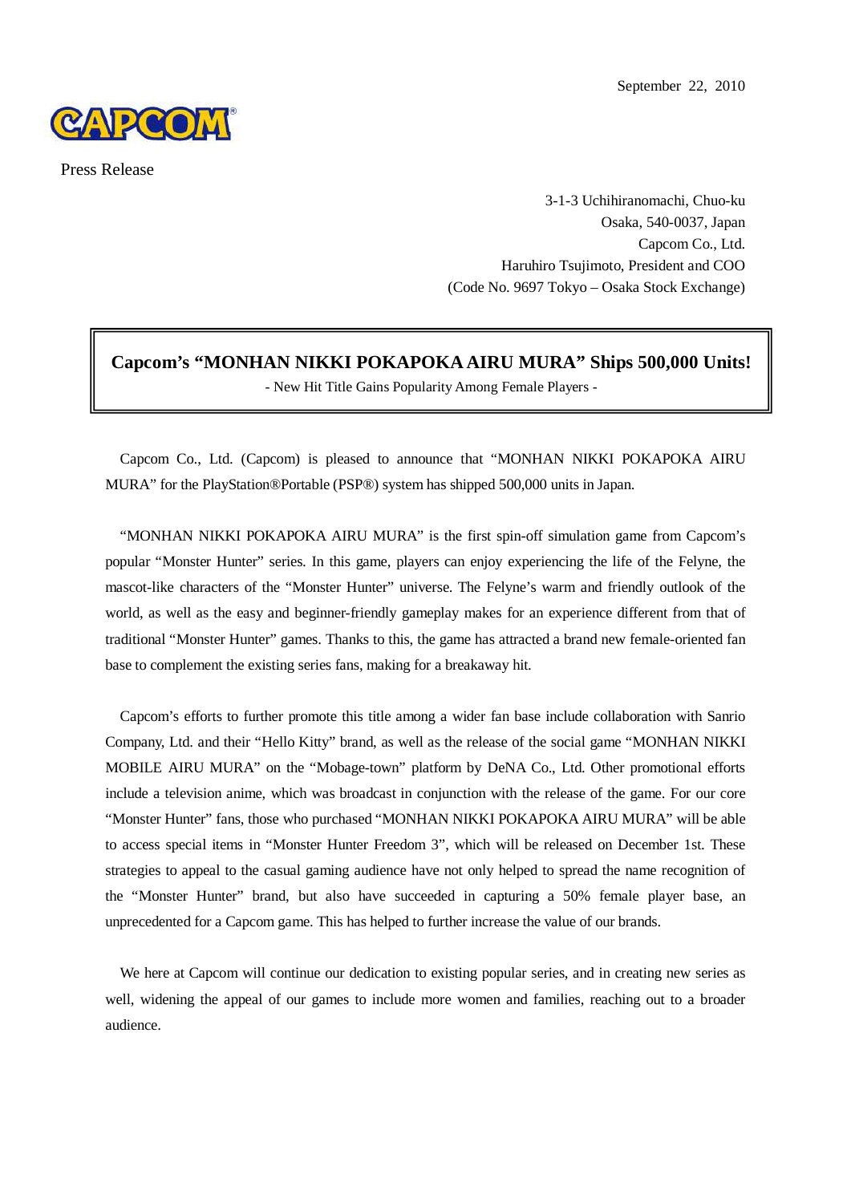September 22, 2010

Press Release

3-1-3 Uchihiranomachi, Chuo-ku
Osaka, 540-0037, Japan
Capcom Co., Ltd.
Haruhiro Tsujimoto, President and COO
(Code No. 9697 Tokyo – Osaka Stock Exchange)

# Capcom's "MONHAN NIKKI POKAPOKA AIRU MURA" Ships 500,000 Units!

- New Hit Title Gains Popularity Among Female Players -

Capcom Co., Ltd. (Capcom) is pleased to announce that "MONHAN NIKKI POKAPOKA AIRU MURA" for the PlayStation®Portable (PSP®) system has shipped 500,000 units in Japan.

"MONHAN NIKKI POKAPOKA AIRU MURA" is the first spin-off simulation game from Capcom's popular "Monster Hunter" series. In this game, players can enjoy experiencing the life of the Felyne, the mascot-like characters of the "Monster Hunter" universe. The Felyne's warm and friendly outlook of the world, as well as the easy and beginner-friendly gameplay makes for an experience different from that of traditional "Monster Hunter" games. Thanks to this, the game has attracted a brand new female-oriented fan base to complement the existing series fans, making for a breakaway hit.

Capcom's efforts to further promote this title among a wider fan base include collaboration with Sanrio Company, Ltd. and their "Hello Kitty" brand, as well as the release of the social game "MONHAN NIKKI MOBILE AIRU MURA" on the "Mobage-town" platform by DeNA Co., Ltd. Other promotional efforts include a television anime, which was broadcast in conjunction with the release of the game. For our core "Monster Hunter" fans, those who purchased "MONHAN NIKKI POKAPOKA AIRU MURA" will be able to access special items in "Monster Hunter Freedom 3", which will be released on December 1st. These strategies to appeal to the casual gaming audience have not only helped to spread the name recognition of the "Monster Hunter" brand, but also have succeeded in capturing a 50% female player base, an unprecedented for a Capcom game. This has helped to further increase the value of our brands.

We here at Capcom will continue our dedication to existing popular series, and in creating new series as well, widening the appeal of our games to include more women and families, reaching out to a broader audience.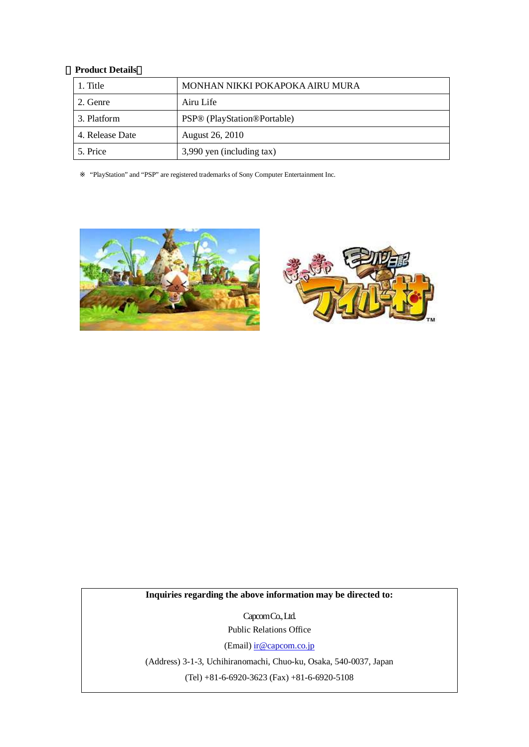【Product Details】

| | |
|---|---|
| 1. Title | MONHAN NIKKI POKAPOKA AIRU MURA |
| 2. Genre | Airu Life |
| 3. Platform | PSP® (PlayStation®Portable) |
| 4. Release Date | August 26, 2010 |
| 5. Price | 3,990 yen (including tax) |

※ "PlayStation" and "PSP" are registered trademarks of Sony Computer Entertainment Inc.

**Inquiries regarding the above information may be directed to:**

Capcom Co., Ltd.

Public Relations Office

(Email) ir@capcom.co.jp

(Address) 3-1-3, Uchihiranomachi, Chuo-ku, Osaka, 540-0037, Japan

(Tel) +81-6-6920-3623 (Fax) +81-6-6920-5108